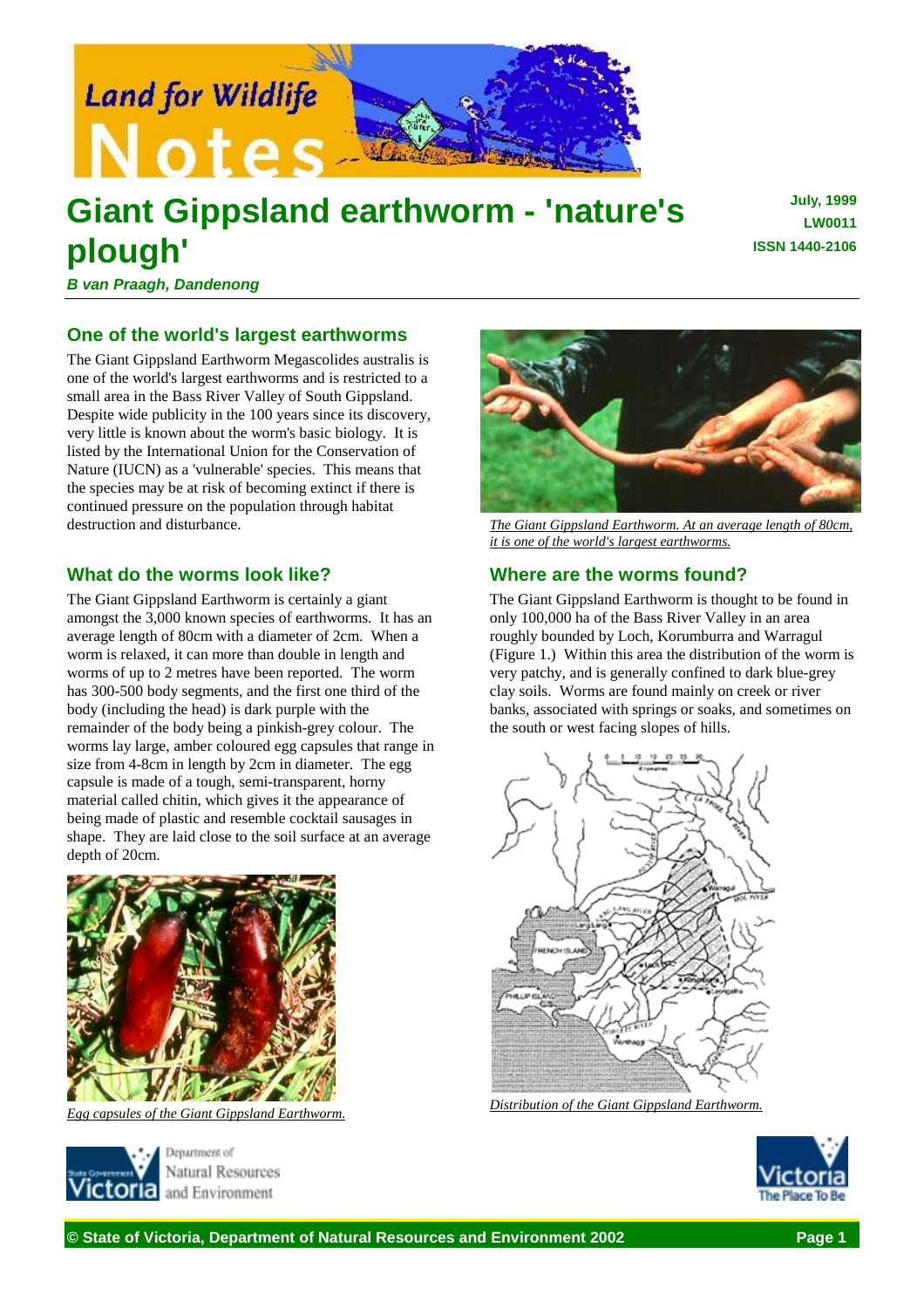Land for Wildlife Notes

# Giant Gippsland earthworm - 'nature's plough'

**July, 1999**
**LW0011**
**ISSN 1440-2106**

***B van Praagh, Dandenong***

## One of the world's largest earthworms

The Giant Gippsland Earthworm Megascolides australis is one of the world's largest earthworms and is restricted to a small area in the Bass River Valley of South Gippsland. Despite wide publicity in the 100 years since its discovery, very little is known about the worm's basic biology. It is listed by the International Union for the Conservation of Nature (IUCN) as a 'vulnerable' species. This means that the species may be at risk of becoming extinct if there is continued pressure on the population through habitat destruction and disturbance.

*The Giant Gippsland Earthworm. At an average length of 80cm, it is one of the world's largest earthworms.*

## What do the worms look like?

The Giant Gippsland Earthworm is certainly a giant amongst the 3,000 known species of earthworms. It has an average length of 80cm with a diameter of 2cm. When a worm is relaxed, it can more than double in length and worms of up to 2 metres have been reported. The worm has 300-500 body segments, and the first one third of the body (including the head) is dark purple with the remainder of the body being a pinkish-grey colour. The worms lay large, amber coloured egg capsules that range in size from 4-8cm in length by 2cm in diameter. The egg capsule is made of a tough, semi-transparent, horny material called chitin, which gives it the appearance of being made of plastic and resemble cocktail sausages in shape. They are laid close to the soil surface at an average depth of 20cm.

*Egg capsules of the Giant Gippsland Earthworm.*

## Where are the worms found?

The Giant Gippsland Earthworm is thought to be found in only 100,000 ha of the Bass River Valley in an area roughly bounded by Loch, Korumburra and Warragul (Figure 1.) Within this area the distribution of the worm is very patchy, and is generally confined to dark blue-grey clay soils. Worms are found mainly on creek or river banks, associated with springs or soaks, and sometimes on the south or west facing slopes of hills.

*Distribution of the Giant Gippsland Earthworm.*

State Government Victoria — Department of Natural Resources and Environment

Victoria — The Place To Be

**© State of Victoria, Department of Natural Resources and Environment 2002**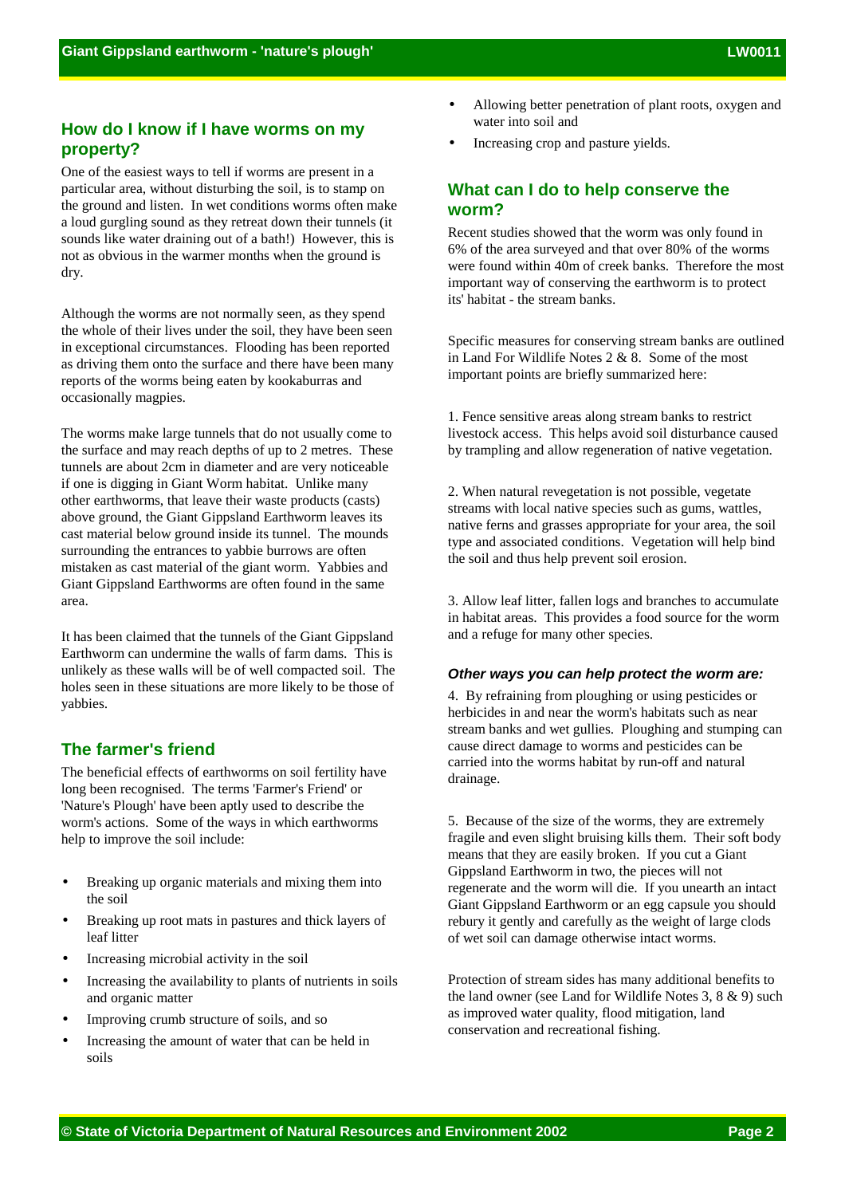## How do I know if I have worms on my property?

One of the easiest ways to tell if worms are present in a particular area, without disturbing the soil, is to stamp on the ground and listen. In wet conditions worms often make a loud gurgling sound as they retreat down their tunnels (it sounds like water draining out of a bath!) However, this is not as obvious in the warmer months when the ground is dry.

Although the worms are not normally seen, as they spend the whole of their lives under the soil, they have been seen in exceptional circumstances. Flooding has been reported as driving them onto the surface and there have been many reports of the worms being eaten by kookaburras and occasionally magpies.

The worms make large tunnels that do not usually come to the surface and may reach depths of up to 2 metres. These tunnels are about 2cm in diameter and are very noticeable if one is digging in Giant Worm habitat. Unlike many other earthworms, that leave their waste products (casts) above ground, the Giant Gippsland Earthworm leaves its cast material below ground inside its tunnel. The mounds surrounding the entrances to yabbie burrows are often mistaken as cast material of the giant worm. Yabbies and Giant Gippsland Earthworms are often found in the same area.

It has been claimed that the tunnels of the Giant Gippsland Earthworm can undermine the walls of farm dams. This is unlikely as these walls will be of well compacted soil. The holes seen in these situations are more likely to be those of yabbies.

## The farmer's friend

The beneficial effects of earthworms on soil fertility have long been recognised. The terms 'Farmer's Friend' or 'Nature's Plough' have been aptly used to describe the worm's actions. Some of the ways in which earthworms help to improve the soil include:

- Breaking up organic materials and mixing them into the soil
- Breaking up root mats in pastures and thick layers of leaf litter
- Increasing microbial activity in the soil
- Increasing the availability to plants of nutrients in soils and organic matter
- Improving crumb structure of soils, and so
- Increasing the amount of water that can be held in soils
- Allowing better penetration of plant roots, oxygen and water into soil and
- Increasing crop and pasture yields.

## What can I do to help conserve the worm?

Recent studies showed that the worm was only found in 6% of the area surveyed and that over 80% of the worms were found within 40m of creek banks. Therefore the most important way of conserving the earthworm is to protect its' habitat - the stream banks.

Specific measures for conserving stream banks are outlined in Land For Wildlife Notes 2 & 8. Some of the most important points are briefly summarized here:

1. Fence sensitive areas along stream banks to restrict livestock access. This helps avoid soil disturbance caused by trampling and allow regeneration of native vegetation.

2. When natural revegetation is not possible, vegetate streams with local native species such as gums, wattles, native ferns and grasses appropriate for your area, the soil type and associated conditions. Vegetation will help bind the soil and thus help prevent soil erosion.

3. Allow leaf litter, fallen logs and branches to accumulate in habitat areas. This provides a food source for the worm and a refuge for many other species.

#### *Other ways you can help protect the worm are:*

4. By refraining from ploughing or using pesticides or herbicides in and near the worm's habitats such as near stream banks and wet gullies. Ploughing and stumping can cause direct damage to worms and pesticides can be carried into the worms habitat by run-off and natural drainage.

5. Because of the size of the worms, they are extremely fragile and even slight bruising kills them. Their soft body means that they are easily broken. If you cut a Giant Gippsland Earthworm in two, the pieces will not regenerate and the worm will die. If you unearth an intact Giant Gippsland Earthworm or an egg capsule you should rebury it gently and carefully as the weight of large clods of wet soil can damage otherwise intact worms.

Protection of stream sides has many additional benefits to the land owner (see Land for Wildlife Notes 3, 8 & 9) such as improved water quality, flood mitigation, land conservation and recreational fishing.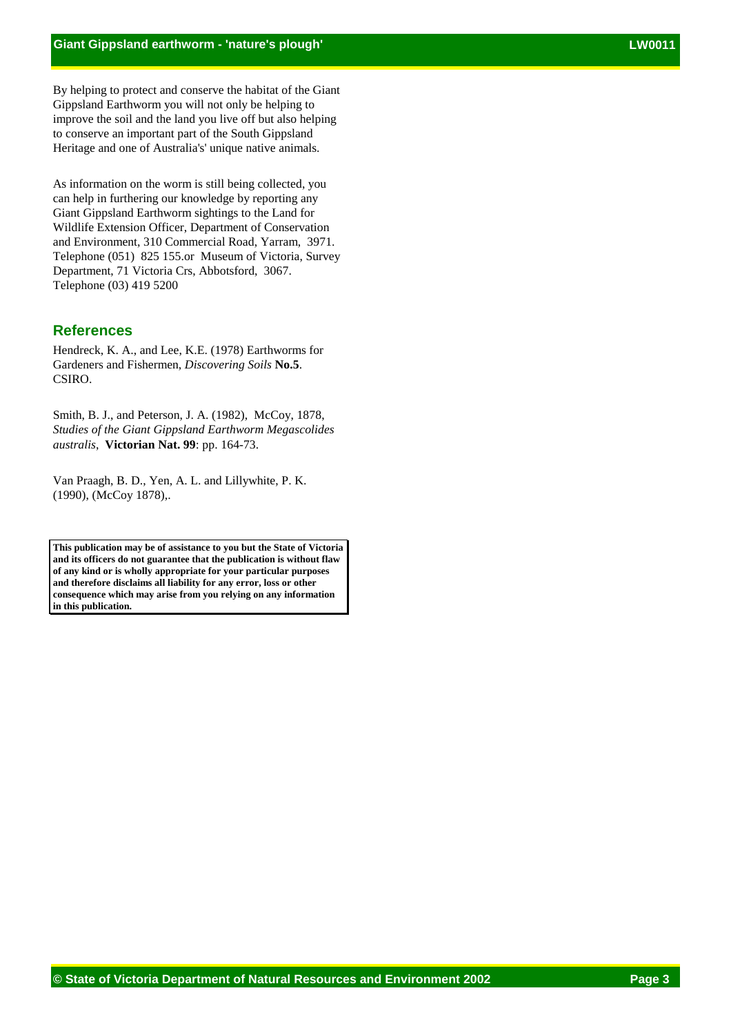By helping to protect and conserve the habitat of the Giant Gippsland Earthworm you will not only be helping to improve the soil and the land you live off but also helping to conserve an important part of the South Gippsland Heritage and one of Australia's' unique native animals.

As information on the worm is still being collected, you can help in furthering our knowledge by reporting any Giant Gippsland Earthworm sightings to the Land for Wildlife Extension Officer, Department of Conservation and Environment, 310 Commercial Road, Yarram, 3971. Telephone (051) 825 155.or Museum of Victoria, Survey Department, 71 Victoria Crs, Abbotsford, 3067. Telephone (03) 419 5200

## References

Hendreck, K. A., and Lee, K.E. (1978) Earthworms for Gardeners and Fishermen, *Discovering Soils* **No.5**. CSIRO.

Smith, B. J., and Peterson, J. A. (1982), McCoy, 1878, *Studies of the Giant Gippsland Earthworm Megascolides australis*, **Victorian Nat. 99**: pp. 164-73.

Van Praagh, B. D., Yen, A. L. and Lillywhite, P. K. (1990), (McCoy 1878),.

**This publication may be of assistance to you but the State of Victoria and its officers do not guarantee that the publication is without flaw of any kind or is wholly appropriate for your particular purposes and therefore disclaims all liability for any error, loss or other consequence which may arise from you relying on any information in this publication.**

**© State of Victoria Department of Natural Resources and Environment 2002**